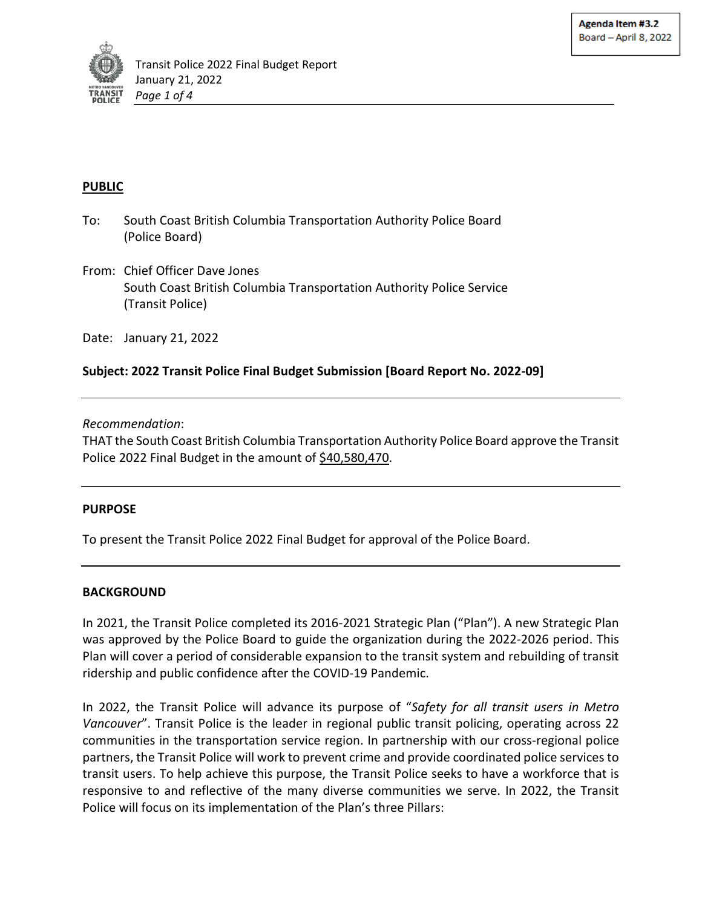Agenda Item #3.2
Board – April 8, 2022

**PUBLIC**

To: South Coast British Columbia Transportation Authority Police Board (Police Board)

From: Chief Officer Dave Jones
South Coast British Columbia Transportation Authority Police Service (Transit Police)

Date: January 21, 2022

**Subject: 2022 Transit Police Final Budget Submission [Board Report No. 2022-09]**

---

*Recommendation*:
THAT the South Coast British Columbia Transportation Authority Police Board approve the Transit Police 2022 Final Budget in the amount of $40,580,470.

---

## PURPOSE

To present the Transit Police 2022 Final Budget for approval of the Police Board.

---

## BACKGROUND

In 2021, the Transit Police completed its 2016-2021 Strategic Plan ("Plan"). A new Strategic Plan was approved by the Police Board to guide the organization during the 2022-2026 period. This Plan will cover a period of considerable expansion to the transit system and rebuilding of transit ridership and public confidence after the COVID-19 Pandemic.

In 2022, the Transit Police will advance its purpose of "*Safety for all transit users in Metro Vancouver*". Transit Police is the leader in regional public transit policing, operating across 22 communities in the transportation service region. In partnership with our cross-regional police partners, the Transit Police will work to prevent crime and provide coordinated police services to transit users. To help achieve this purpose, the Transit Police seeks to have a workforce that is responsive to and reflective of the many diverse communities we serve. In 2022, the Transit Police will focus on its implementation of the Plan's three Pillars: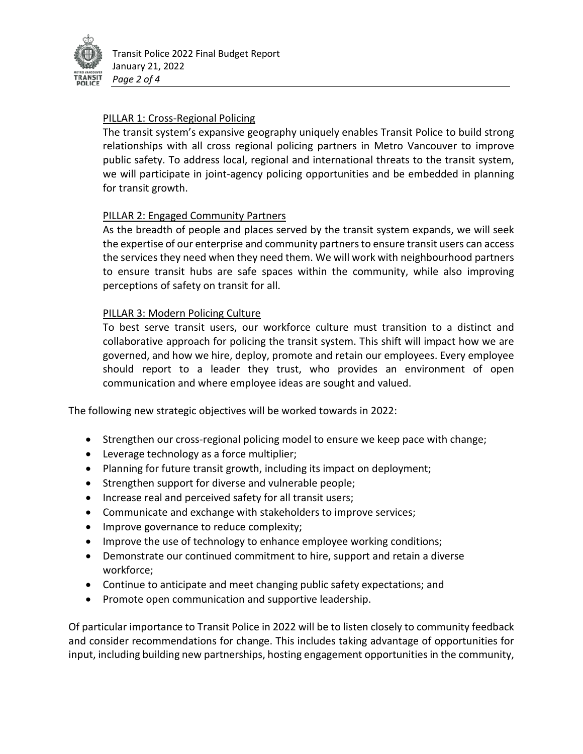PILLAR 1: Cross-Regional Policing

The transit system's expansive geography uniquely enables Transit Police to build strong relationships with all cross regional policing partners in Metro Vancouver to improve public safety. To address local, regional and international threats to the transit system, we will participate in joint-agency policing opportunities and be embedded in planning for transit growth.

PILLAR 2: Engaged Community Partners

As the breadth of people and places served by the transit system expands, we will seek the expertise of our enterprise and community partners to ensure transit users can access the services they need when they need them. We will work with neighbourhood partners to ensure transit hubs are safe spaces within the community, while also improving perceptions of safety on transit for all.

PILLAR 3: Modern Policing Culture

To best serve transit users, our workforce culture must transition to a distinct and collaborative approach for policing the transit system. This shift will impact how we are governed, and how we hire, deploy, promote and retain our employees. Every employee should report to a leader they trust, who provides an environment of open communication and where employee ideas are sought and valued.

The following new strategic objectives will be worked towards in 2022:

- Strengthen our cross-regional policing model to ensure we keep pace with change;
- Leverage technology as a force multiplier;
- Planning for future transit growth, including its impact on deployment;
- Strengthen support for diverse and vulnerable people;
- Increase real and perceived safety for all transit users;
- Communicate and exchange with stakeholders to improve services;
- Improve governance to reduce complexity;
- Improve the use of technology to enhance employee working conditions;
- Demonstrate our continued commitment to hire, support and retain a diverse workforce;
- Continue to anticipate and meet changing public safety expectations; and
- Promote open communication and supportive leadership.

Of particular importance to Transit Police in 2022 will be to listen closely to community feedback and consider recommendations for change. This includes taking advantage of opportunities for input, including building new partnerships, hosting engagement opportunities in the community,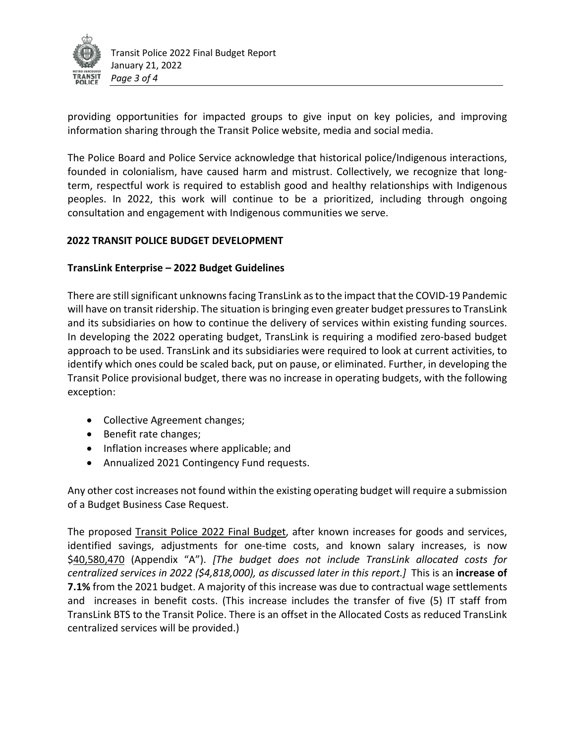providing opportunities for impacted groups to give input on key policies, and improving information sharing through the Transit Police website, media and social media.

The Police Board and Police Service acknowledge that historical police/Indigenous interactions, founded in colonialism, have caused harm and mistrust. Collectively, we recognize that long-term, respectful work is required to establish good and healthy relationships with Indigenous peoples. In 2022, this work will continue to be a prioritized, including through ongoing consultation and engagement with Indigenous communities we serve.

## 2022 TRANSIT POLICE BUDGET DEVELOPMENT

### TransLink Enterprise – 2022 Budget Guidelines

There are still significant unknowns facing TransLink as to the impact that the COVID-19 Pandemic will have on transit ridership. The situation is bringing even greater budget pressures to TransLink and its subsidiaries on how to continue the delivery of services within existing funding sources. In developing the 2022 operating budget, TransLink is requiring a modified zero-based budget approach to be used. TransLink and its subsidiaries were required to look at current activities, to identify which ones could be scaled back, put on pause, or eliminated. Further, in developing the Transit Police provisional budget, there was no increase in operating budgets, with the following exception:

- Collective Agreement changes;
- Benefit rate changes;
- Inflation increases where applicable; and
- Annualized 2021 Contingency Fund requests.

Any other cost increases not found within the existing operating budget will require a submission of a Budget Business Case Request.

The proposed Transit Police 2022 Final Budget, after known increases for goods and services, identified savings, adjustments for one-time costs, and known salary increases, is now $40,580,470 (Appendix "A"). *[The budget does not include TransLink allocated costs for centralized services in 2022 ($4,818,000), as discussed later in this report.]* This is an **increase of 7.1%** from the 2021 budget. A majority of this increase was due to contractual wage settlements and increases in benefit costs. (This increase includes the transfer of five (5) IT staff from TransLink BTS to the Transit Police. There is an offset in the Allocated Costs as reduced TransLink centralized services will be provided.)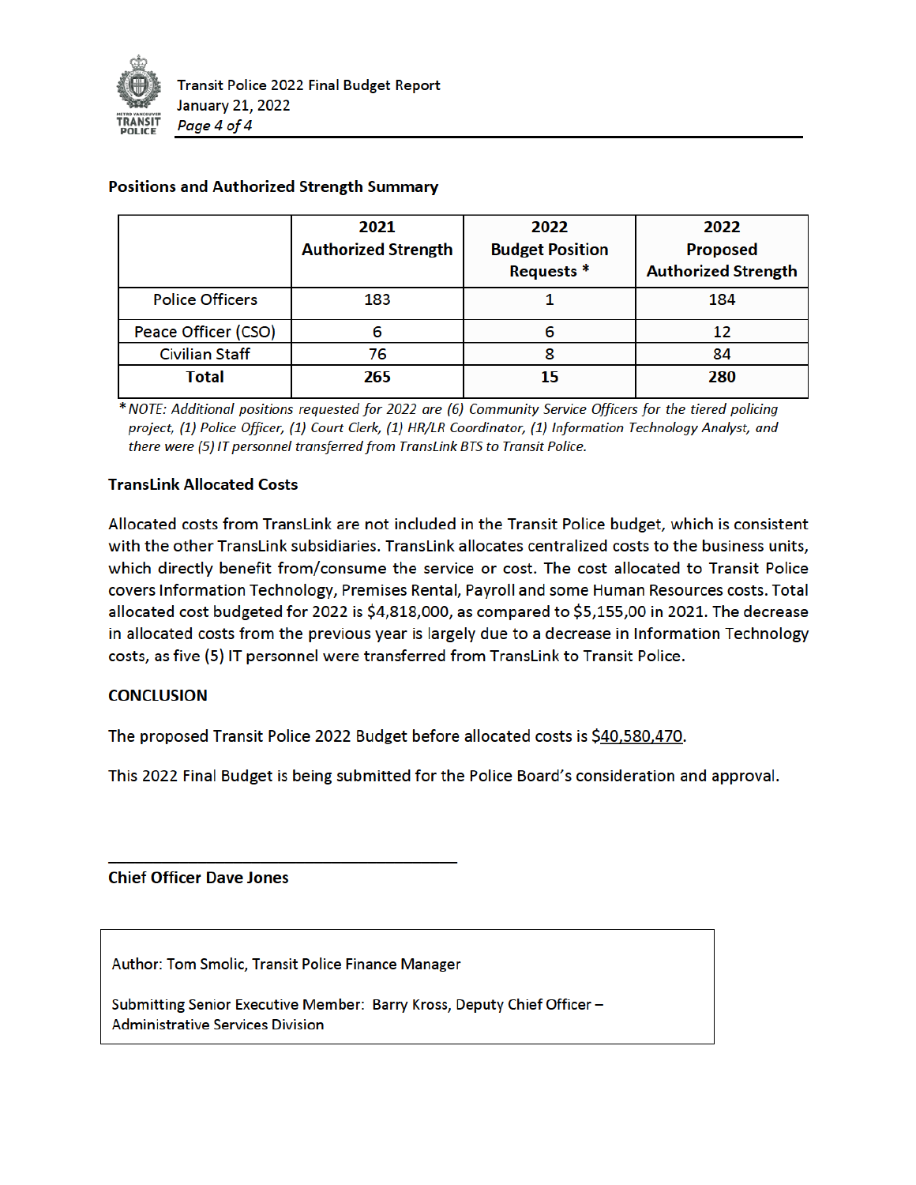**Positions and Authorized Strength Summary**

| | 2021 Authorized Strength | 2022 Budget Position Requests * | 2022 Proposed Authorized Strength |
|---|---|---|---|
| Police Officers | 183 | 1 | 184 |
| Peace Officer (CSO) | 6 | 6 | 12 |
| Civilian Staff | 76 | 8 | 84 |
| **Total** | **265** | **15** | **280** |

*\* NOTE: Additional positions requested for 2022 are (6) Community Service Officers for the tiered policing project, (1) Police Officer, (1) Court Clerk, (1) HR/LR Coordinator, (1) Information Technology Analyst, and there were (5) IT personnel transferred from TransLink BTS to Transit Police.*

**TransLink Allocated Costs**

Allocated costs from TransLink are not included in the Transit Police budget, which is consistent with the other TransLink subsidiaries. TransLink allocates centralized costs to the business units, which directly benefit from/consume the service or cost. The cost allocated to Transit Police covers Information Technology, Premises Rental, Payroll and some Human Resources costs. Total allocated cost budgeted for 2022 is $4,818,000, as compared to $5,155,00 in 2021. The decrease in allocated costs from the previous year is largely due to a decrease in Information Technology costs, as five (5) IT personnel were transferred from TransLink to Transit Police.

**CONCLUSION**

The proposed Transit Police 2022 Budget before allocated costs is $40,580,470.

This 2022 Final Budget is being submitted for the Police Board's consideration and approval.

---

**Chief Officer Dave Jones**

Author: Tom Smolic, Transit Police Finance Manager

Submitting Senior Executive Member: Barry Kross, Deputy Chief Officer – Administrative Services Division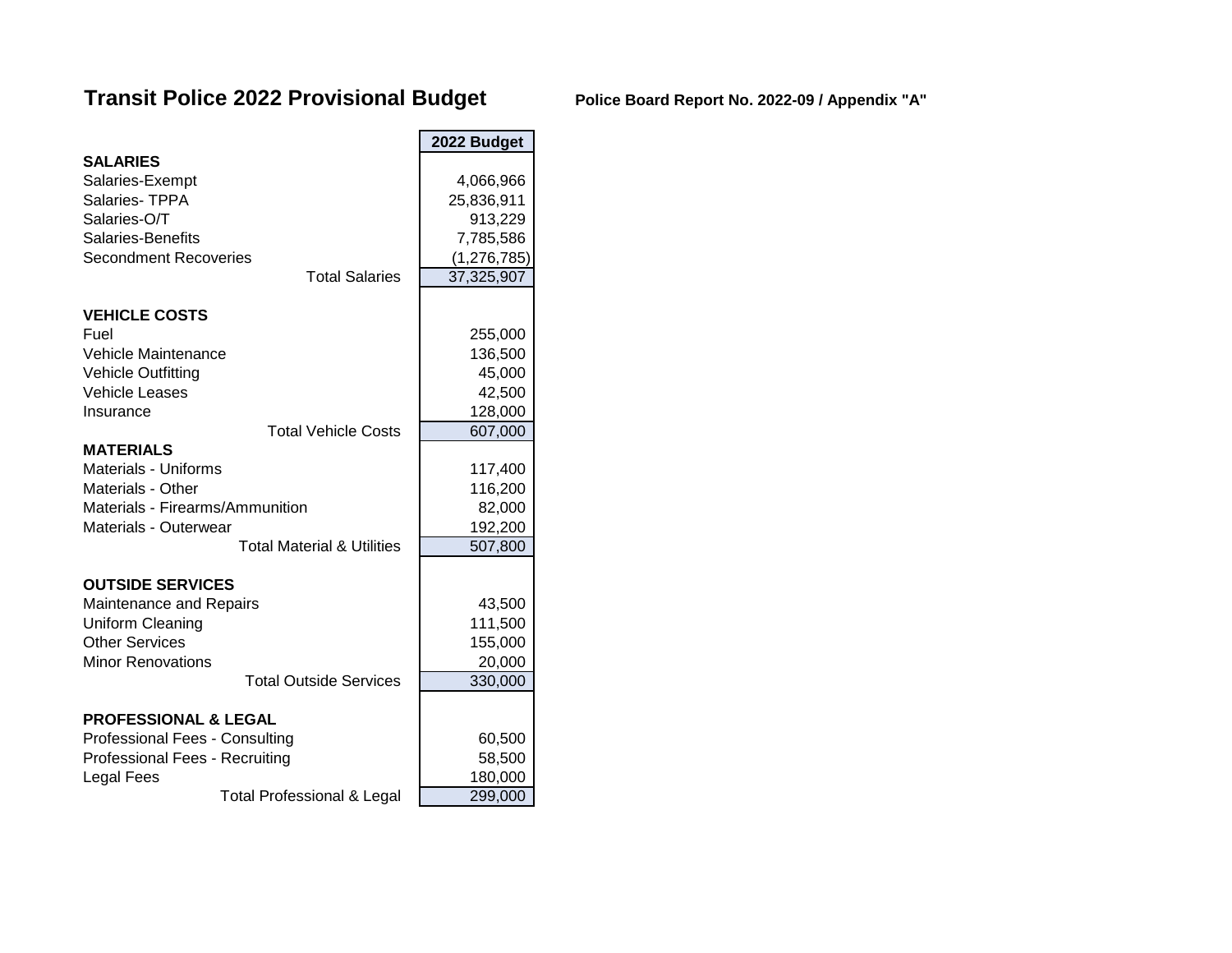# Transit Police 2022 Provisional Budget

**Police Board Report No. 2022-09 / Appendix "A"**

| | 2022 Budget |
|---|---|
| **SALARIES** | |
| Salaries-Exempt | 4,066,966 |
| Salaries- TPPA | 25,836,911 |
| Salaries-O/T | 913,229 |
| Salaries-Benefits | 7,785,586 |
| Secondment Recoveries | (1,276,785) |
| Total Salaries | 37,325,907 |
| | |
| **VEHICLE COSTS** | |
| Fuel | 255,000 |
| Vehicle Maintenance | 136,500 |
| Vehicle Outfitting | 45,000 |
| Vehicle Leases | 42,500 |
| Insurance | 128,000 |
| Total Vehicle Costs | 607,000 |
| **MATERIALS** | |
| Materials - Uniforms | 117,400 |
| Materials - Other | 116,200 |
| Materials - Firearms/Ammunition | 82,000 |
| Materials - Outerwear | 192,200 |
| Total Material & Utilities | 507,800 |
| | |
| **OUTSIDE SERVICES** | |
| Maintenance and Repairs | 43,500 |
| Uniform Cleaning | 111,500 |
| Other Services | 155,000 |
| Minor Renovations | 20,000 |
| Total Outside Services | 330,000 |
| | |
| **PROFESSIONAL & LEGAL** | |
| Professional Fees - Consulting | 60,500 |
| Professional Fees - Recruiting | 58,500 |
| Legal Fees | 180,000 |
| Total Professional & Legal | 299,000 |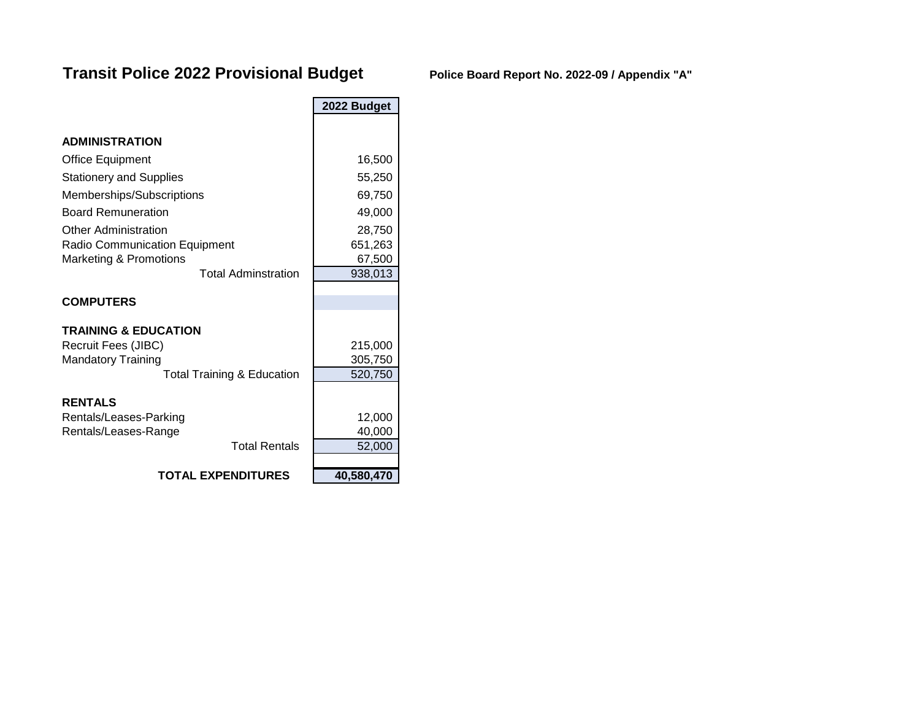## Transit Police 2022 Provisional Budget

**Police Board Report No. 2022-09 / Appendix "A"**

| | 2022 Budget |
|---|---|
| **ADMINISTRATION** | |
| Office Equipment | 16,500 |
| Stationery and Supplies | 55,250 |
| Memberships/Subscriptions | 69,750 |
| Board Remuneration | 49,000 |
| Other Administration | 28,750 |
| Radio Communication Equipment | 651,263 |
| Marketing & Promotions | 67,500 |
| Total Adminstration | 938,013 |
| **COMPUTERS** | |
| **TRAINING & EDUCATION** | |
| Recruit Fees (JIBC) | 215,000 |
| Mandatory Training | 305,750 |
| Total Training & Education | 520,750 |
| **RENTALS** | |
| Rentals/Leases-Parking | 12,000 |
| Rentals/Leases-Range | 40,000 |
| Total Rentals | 52,000 |
| **TOTAL EXPENDITURES** | **40,580,470** |